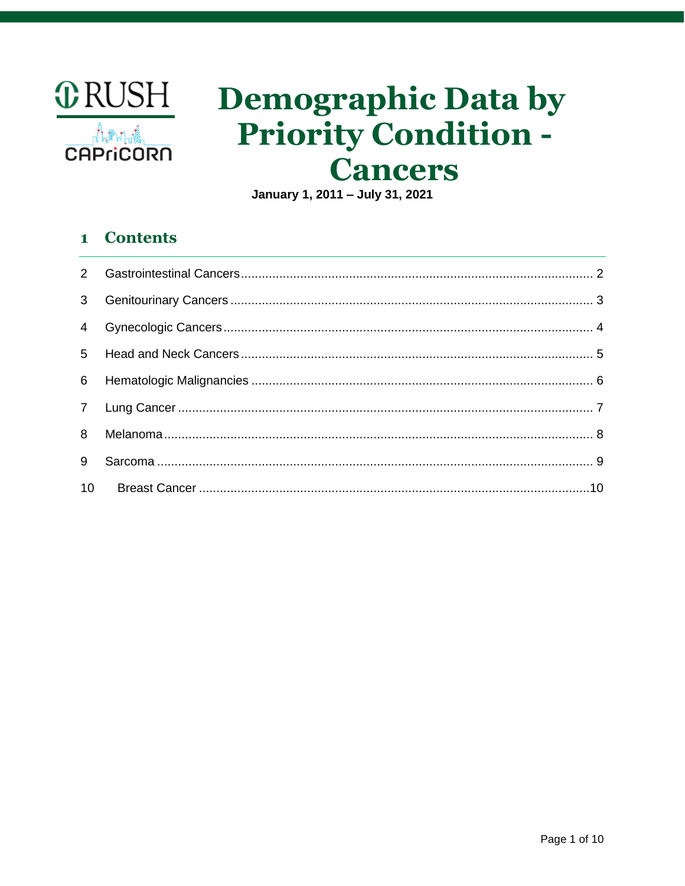RUSH

CAPriCORN

# Demographic Data by Priority Condition - Cancers

**January 1, 2011 – July 31, 2021**

## 1 Contents

2 Gastrointestinal Cancers ........ 2

3 Genitourinary Cancers ........ 3

4 Gynecologic Cancers ........ 4

5 Head and Neck Cancers ........ 5

6 Hematologic Malignancies ........ 6

7 Lung Cancer ........ 7

8 Melanoma ........ 8

9 Sarcoma ........ 9

10 Breast Cancer ........ 10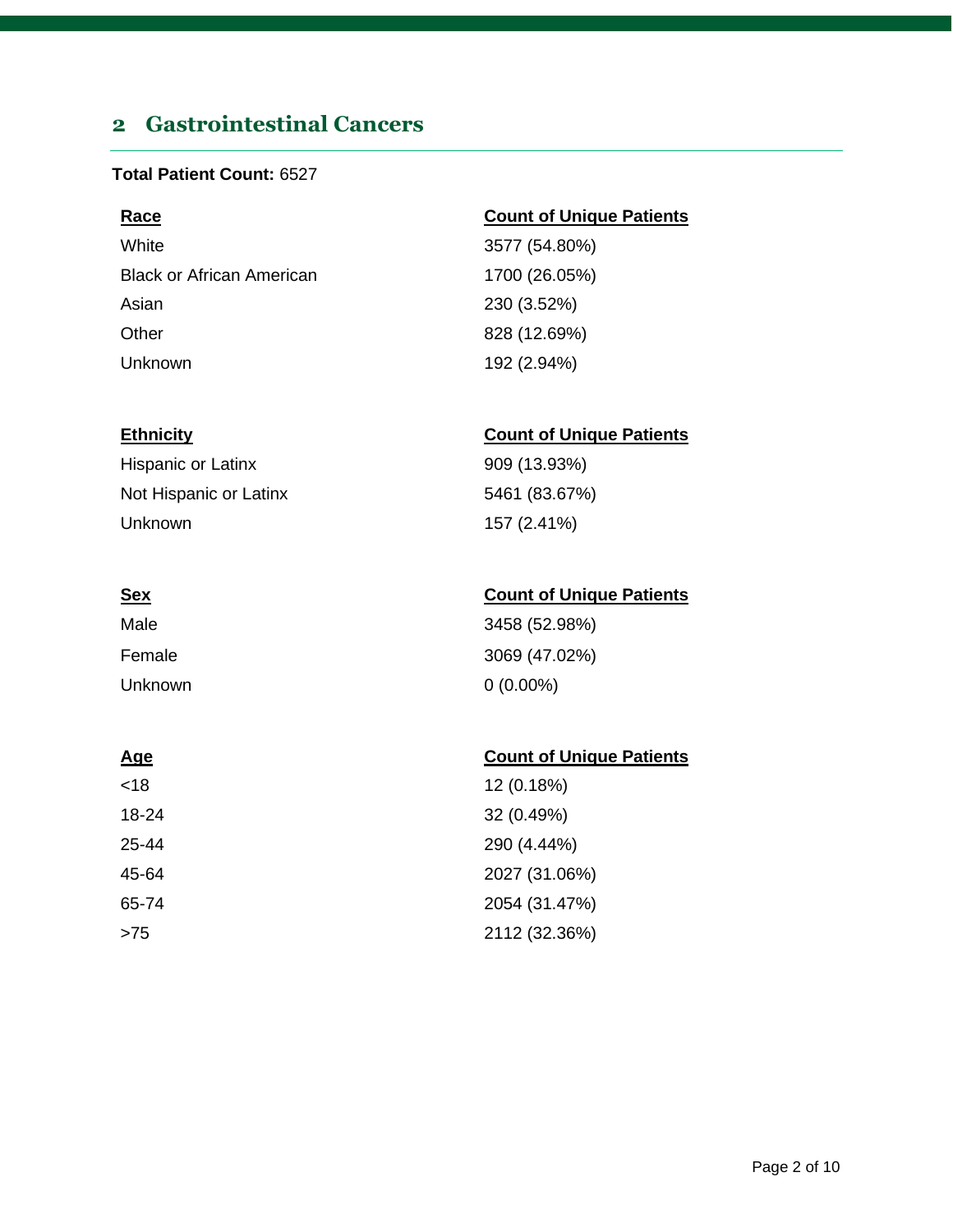## 2 Gastrointestinal Cancers

**Total Patient Count:** 6527

| Race | Count of Unique Patients |
| --- | --- |
| White | 3577 (54.80%) |
| Black or African American | 1700 (26.05%) |
| Asian | 230 (3.52%) |
| Other | 828 (12.69%) |
| Unknown | 192 (2.94%) |

| Ethnicity | Count of Unique Patients |
| --- | --- |
| Hispanic or Latinx | 909 (13.93%) |
| Not Hispanic or Latinx | 5461 (83.67%) |
| Unknown | 157 (2.41%) |

| Sex | Count of Unique Patients |
| --- | --- |
| Male | 3458 (52.98%) |
| Female | 3069 (47.02%) |
| Unknown | 0 (0.00%) |

| Age | Count of Unique Patients |
| --- | --- |
| <18 | 12 (0.18%) |
| 18-24 | 32 (0.49%) |
| 25-44 | 290 (4.44%) |
| 45-64 | 2027 (31.06%) |
| 65-74 | 2054 (31.47%) |
| >75 | 2112 (32.36%) |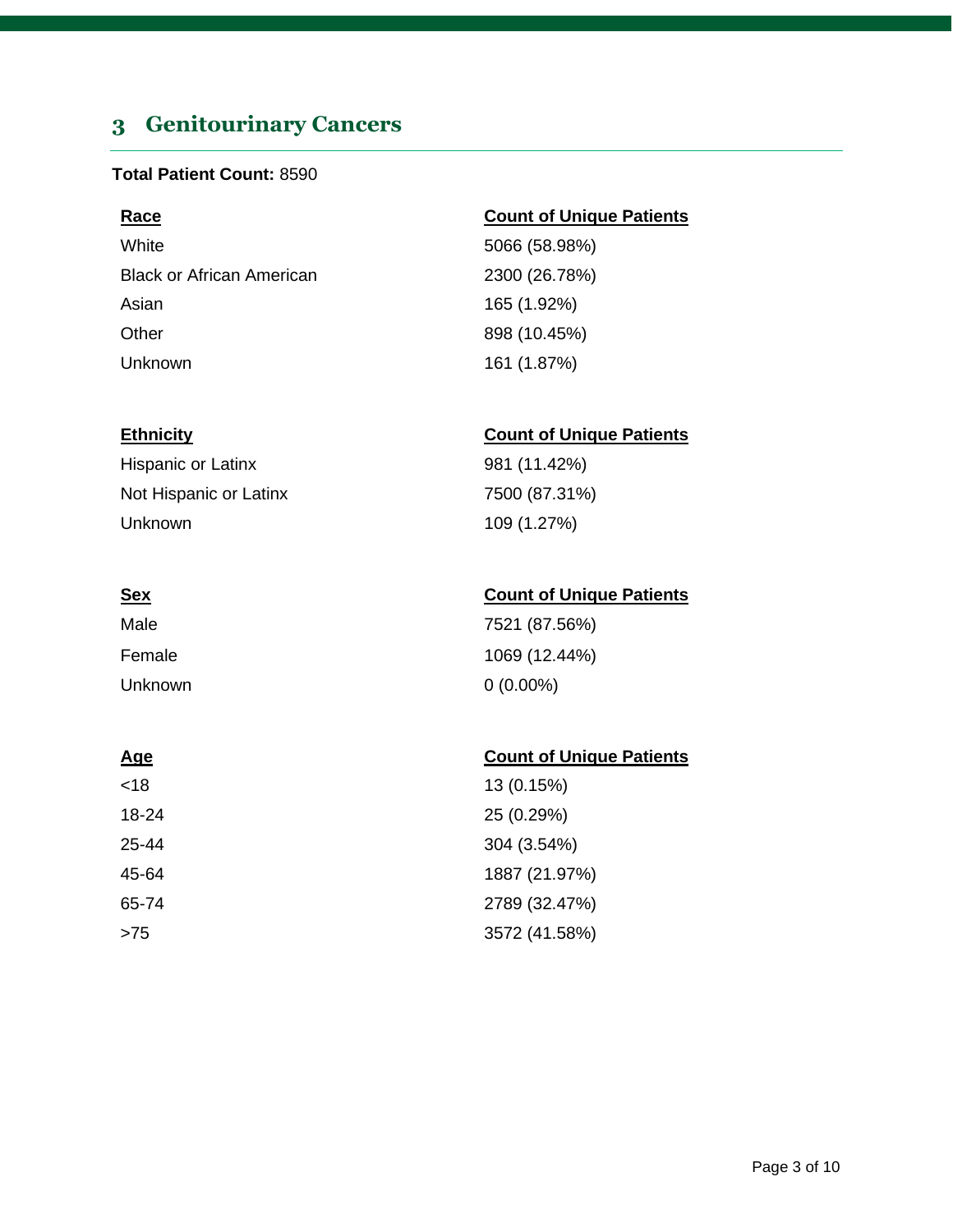## 3 Genitourinary Cancers

**Total Patient Count:** 8590

| Race | Count of Unique Patients |
| --- | --- |
| White | 5066 (58.98%) |
| Black or African American | 2300 (26.78%) |
| Asian | 165 (1.92%) |
| Other | 898 (10.45%) |
| Unknown | 161 (1.87%) |

| Ethnicity | Count of Unique Patients |
| --- | --- |
| Hispanic or Latinx | 981 (11.42%) |
| Not Hispanic or Latinx | 7500 (87.31%) |
| Unknown | 109 (1.27%) |

| Sex | Count of Unique Patients |
| --- | --- |
| Male | 7521 (87.56%) |
| Female | 1069 (12.44%) |
| Unknown | 0 (0.00%) |

| Age | Count of Unique Patients |
| --- | --- |
| <18 | 13 (0.15%) |
| 18-24 | 25 (0.29%) |
| 25-44 | 304 (3.54%) |
| 45-64 | 1887 (21.97%) |
| 65-74 | 2789 (32.47%) |
| >75 | 3572 (41.58%) |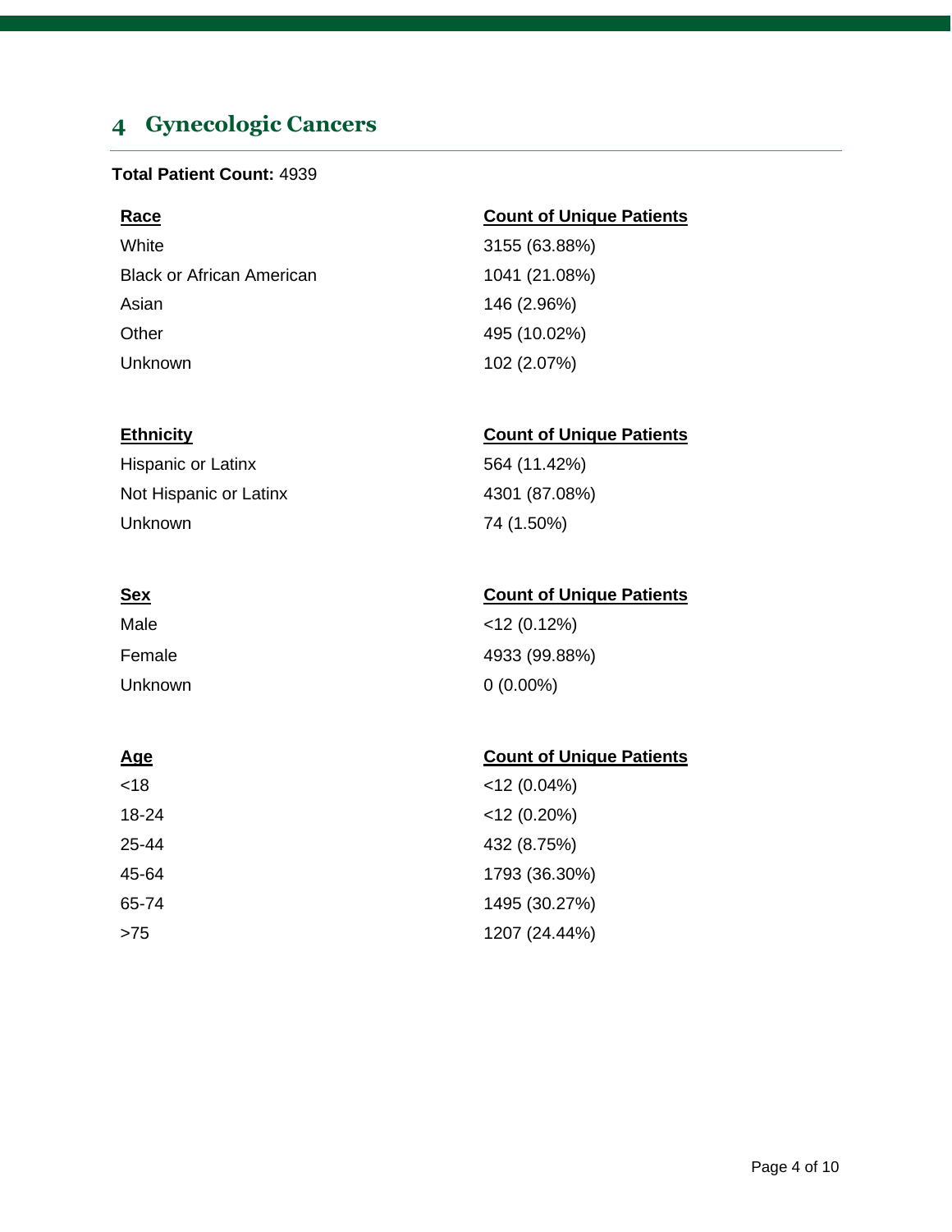## 4 Gynecologic Cancers

**Total Patient Count:** 4939

| Race | Count of Unique Patients |
|---|---|
| White | 3155 (63.88%) |
| Black or African American | 1041 (21.08%) |
| Asian | 146 (2.96%) |
| Other | 495 (10.02%) |
| Unknown | 102 (2.07%) |

| Ethnicity | Count of Unique Patients |
|---|---|
| Hispanic or Latinx | 564 (11.42%) |
| Not Hispanic or Latinx | 4301 (87.08%) |
| Unknown | 74 (1.50%) |

| Sex | Count of Unique Patients |
|---|---|
| Male | <12 (0.12%) |
| Female | 4933 (99.88%) |
| Unknown | 0 (0.00%) |

| Age | Count of Unique Patients |
|---|---|
| <18 | <12 (0.04%) |
| 18-24 | <12 (0.20%) |
| 25-44 | 432 (8.75%) |
| 45-64 | 1793 (36.30%) |
| 65-74 | 1495 (30.27%) |
| >75 | 1207 (24.44%) |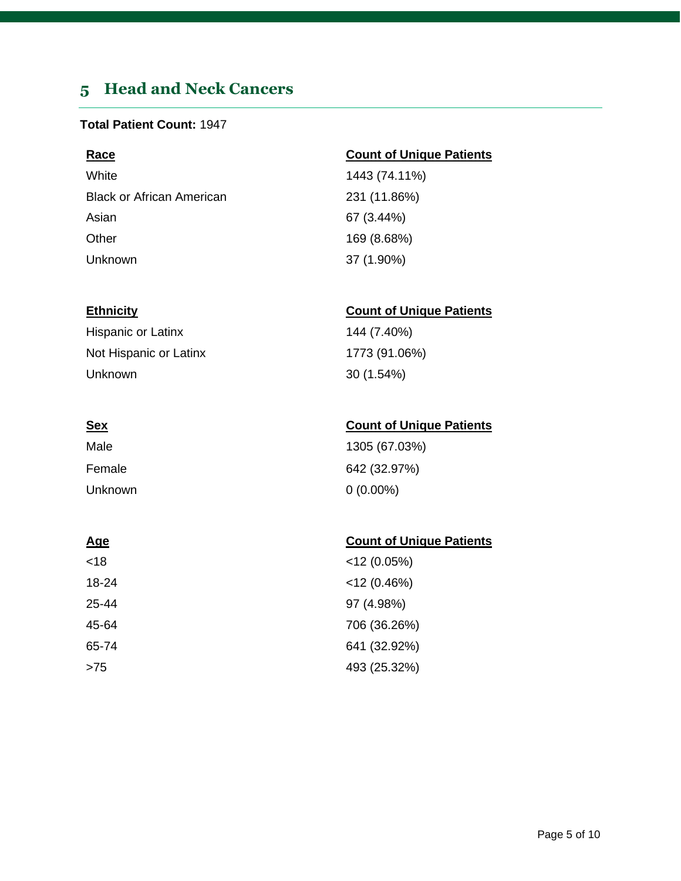# 5 Head and Neck Cancers

**Total Patient Count:** 1947

| Race | Count of Unique Patients |
| --- | --- |
| White | 1443 (74.11%) |
| Black or African American | 231 (11.86%) |
| Asian | 67 (3.44%) |
| Other | 169 (8.68%) |
| Unknown | 37 (1.90%) |

| Ethnicity | Count of Unique Patients |
| --- | --- |
| Hispanic or Latinx | 144 (7.40%) |
| Not Hispanic or Latinx | 1773 (91.06%) |
| Unknown | 30 (1.54%) |

| Sex | Count of Unique Patients |
| --- | --- |
| Male | 1305 (67.03%) |
| Female | 642 (32.97%) |
| Unknown | 0 (0.00%) |

| Age | Count of Unique Patients |
| --- | --- |
| <18 | <12 (0.05%) |
| 18-24 | <12 (0.46%) |
| 25-44 | 97 (4.98%) |
| 45-64 | 706 (36.26%) |
| 65-74 | 641 (32.92%) |
| >75 | 493 (25.32%) |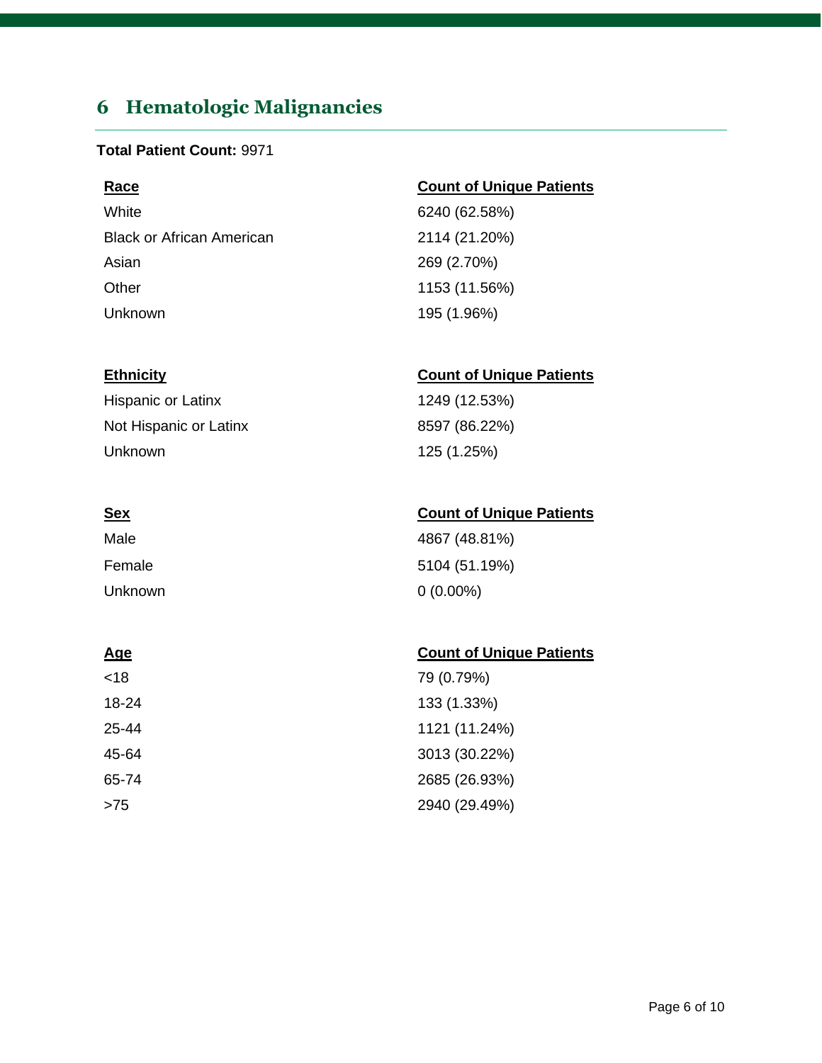## 6 Hematologic Malignancies

**Total Patient Count:** 9971

| Race | Count of Unique Patients |
| --- | --- |
| White | 6240 (62.58%) |
| Black or African American | 2114 (21.20%) |
| Asian | 269 (2.70%) |
| Other | 1153 (11.56%) |
| Unknown | 195 (1.96%) |

| Ethnicity | Count of Unique Patients |
| --- | --- |
| Hispanic or Latinx | 1249 (12.53%) |
| Not Hispanic or Latinx | 8597 (86.22%) |
| Unknown | 125 (1.25%) |

| Sex | Count of Unique Patients |
| --- | --- |
| Male | 4867 (48.81%) |
| Female | 5104 (51.19%) |
| Unknown | 0 (0.00%) |

| Age | Count of Unique Patients |
| --- | --- |
| <18 | 79 (0.79%) |
| 18-24 | 133 (1.33%) |
| 25-44 | 1121 (11.24%) |
| 45-64 | 3013 (30.22%) |
| 65-74 | 2685 (26.93%) |
| >75 | 2940 (29.49%) |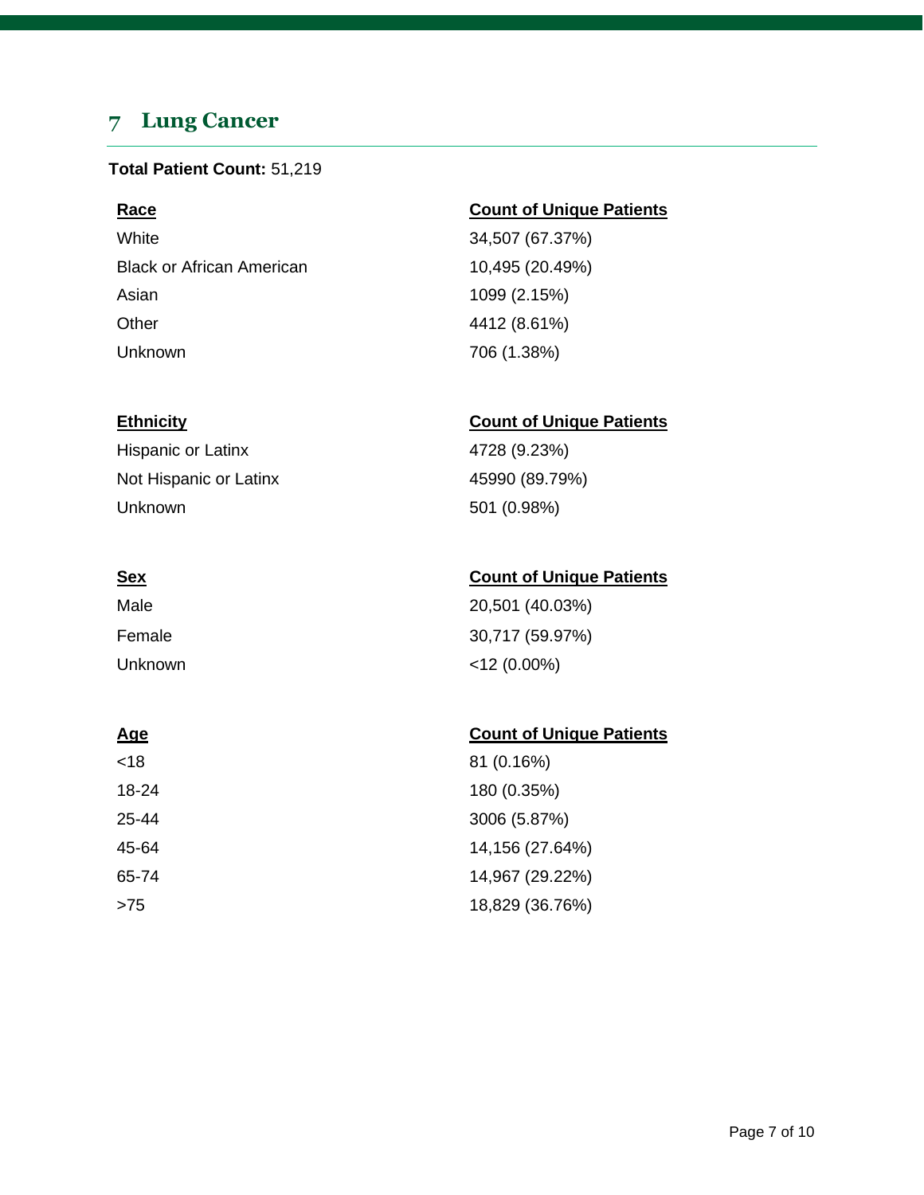## 7 Lung Cancer

**Total Patient Count:** 51,219

| Race | Count of Unique Patients |
|---|---|
| White | 34,507 (67.37%) |
| Black or African American | 10,495 (20.49%) |
| Asian | 1099 (2.15%) |
| Other | 4412 (8.61%) |
| Unknown | 706 (1.38%) |

| Ethnicity | Count of Unique Patients |
|---|---|
| Hispanic or Latinx | 4728 (9.23%) |
| Not Hispanic or Latinx | 45990 (89.79%) |
| Unknown | 501 (0.98%) |

| Sex | Count of Unique Patients |
|---|---|
| Male | 20,501 (40.03%) |
| Female | 30,717 (59.97%) |
| Unknown | <12 (0.00%) |

| Age | Count of Unique Patients |
|---|---|
| <18 | 81 (0.16%) |
| 18-24 | 180 (0.35%) |
| 25-44 | 3006 (5.87%) |
| 45-64 | 14,156 (27.64%) |
| 65-74 | 14,967 (29.22%) |
| >75 | 18,829 (36.76%) |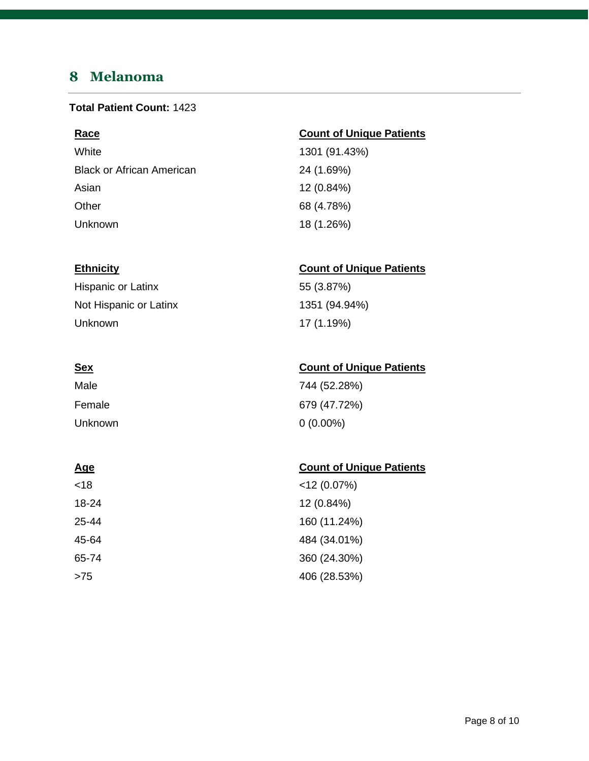## 8 Melanoma

**Total Patient Count:** 1423

| Race | Count of Unique Patients |
|---|---|
| White | 1301 (91.43%) |
| Black or African American | 24 (1.69%) |
| Asian | 12 (0.84%) |
| Other | 68 (4.78%) |
| Unknown | 18 (1.26%) |

| Ethnicity | Count of Unique Patients |
|---|---|
| Hispanic or Latinx | 55 (3.87%) |
| Not Hispanic or Latinx | 1351 (94.94%) |
| Unknown | 17 (1.19%) |

| Sex | Count of Unique Patients |
|---|---|
| Male | 744 (52.28%) |
| Female | 679 (47.72%) |
| Unknown | 0 (0.00%) |

| Age | Count of Unique Patients |
|---|---|
| <18 | <12 (0.07%) |
| 18-24 | 12 (0.84%) |
| 25-44 | 160 (11.24%) |
| 45-64 | 484 (34.01%) |
| 65-74 | 360 (24.30%) |
| >75 | 406 (28.53%) |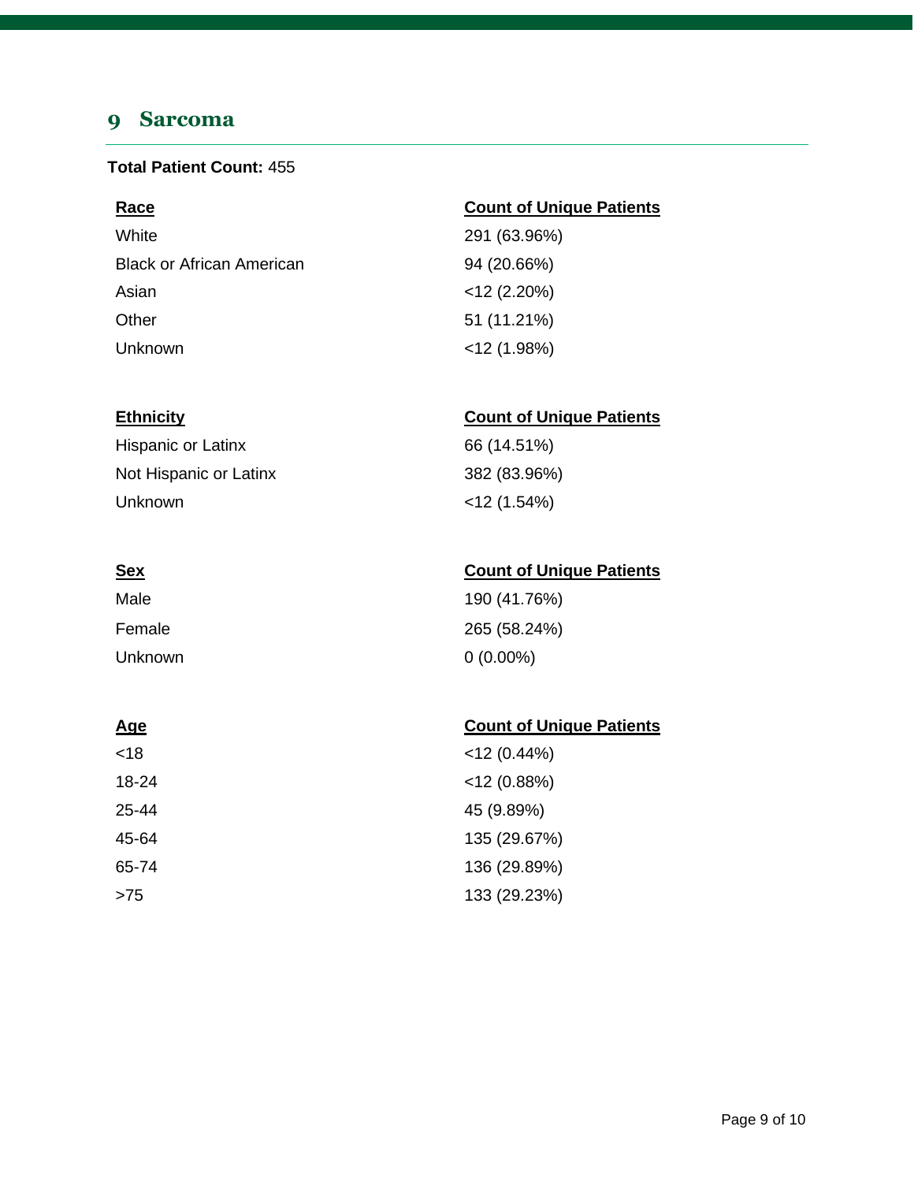## 9 Sarcoma

**Total Patient Count:** 455

| Race | Count of Unique Patients |
| --- | --- |
| White | 291 (63.96%) |
| Black or African American | 94 (20.66%) |
| Asian | <12 (2.20%) |
| Other | 51 (11.21%) |
| Unknown | <12 (1.98%) |

| Ethnicity | Count of Unique Patients |
| --- | --- |
| Hispanic or Latinx | 66 (14.51%) |
| Not Hispanic or Latinx | 382 (83.96%) |
| Unknown | <12 (1.54%) |

| Sex | Count of Unique Patients |
| --- | --- |
| Male | 190 (41.76%) |
| Female | 265 (58.24%) |
| Unknown | 0 (0.00%) |

| Age | Count of Unique Patients |
| --- | --- |
| <18 | <12 (0.44%) |
| 18-24 | <12 (0.88%) |
| 25-44 | 45 (9.89%) |
| 45-64 | 135 (29.67%) |
| 65-74 | 136 (29.89%) |
| >75 | 133 (29.23%) |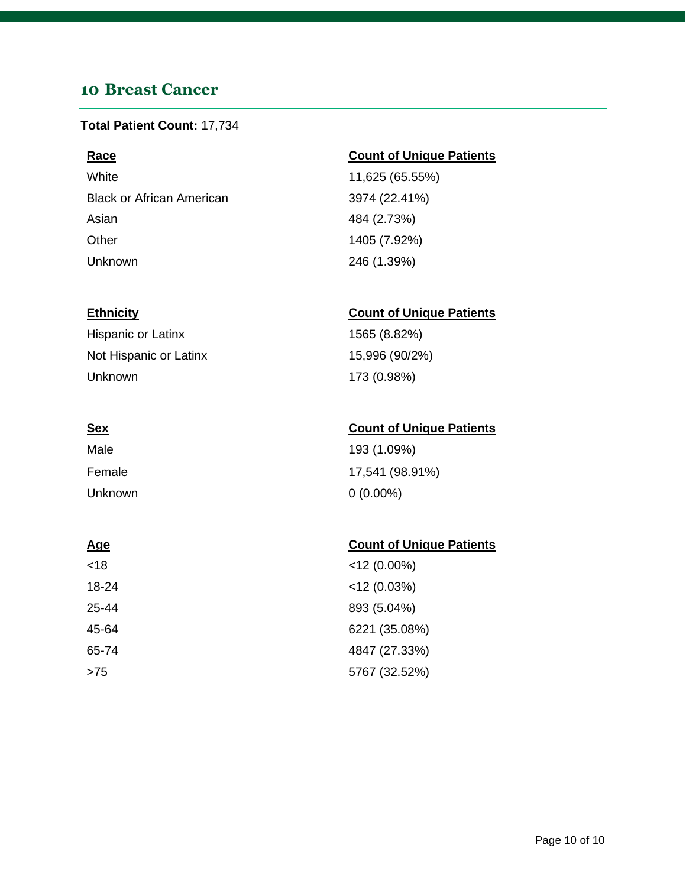## 10 Breast Cancer

**Total Patient Count:** 17,734

| Race | Count of Unique Patients |
|---|---|
| White | 11,625 (65.55%) |
| Black or African American | 3974 (22.41%) |
| Asian | 484 (2.73%) |
| Other | 1405 (7.92%) |
| Unknown | 246 (1.39%) |

| Ethnicity | Count of Unique Patients |
|---|---|
| Hispanic or Latinx | 1565 (8.82%) |
| Not Hispanic or Latinx | 15,996 (90/2%) |
| Unknown | 173 (0.98%) |

| Sex | Count of Unique Patients |
|---|---|
| Male | 193 (1.09%) |
| Female | 17,541 (98.91%) |
| Unknown | 0 (0.00%) |

| Age | Count of Unique Patients |
|---|---|
| <18 | <12 (0.00%) |
| 18-24 | <12 (0.03%) |
| 25-44 | 893 (5.04%) |
| 45-64 | 6221 (35.08%) |
| 65-74 | 4847 (27.33%) |
| >75 | 5767 (32.52%) |